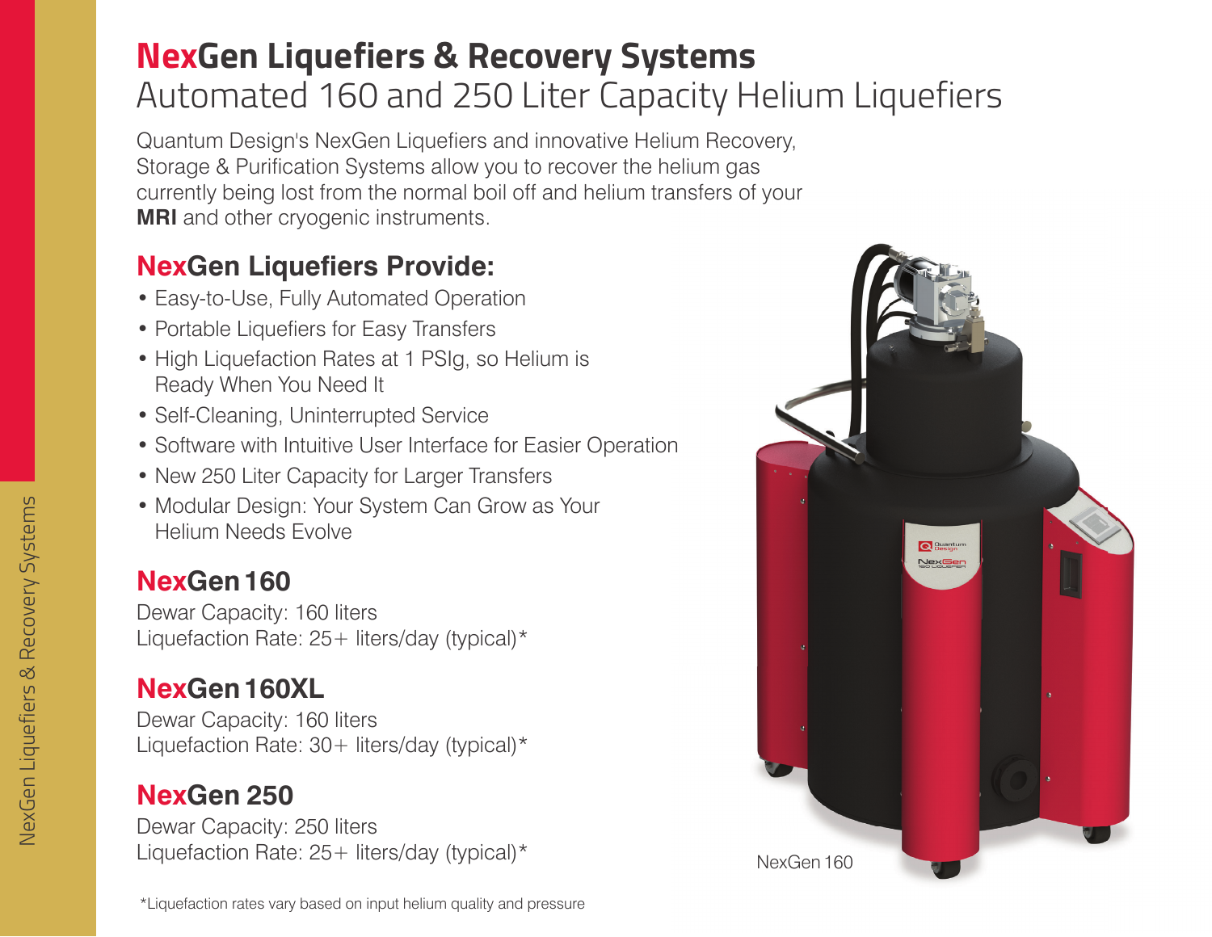# NexGen Liquefiers & Recovery Systems

## Automated 160 and 250 Liter Capacity Helium Liquefiers

Quantum Design's NexGen Liquefiers and innovative Helium Recovery, Storage & Purification Systems allow you to recover the helium gas currently being lost from the normal boil off and helium transfers of your **MRI** and other cryogenic instruments.

## NexGen Liquefiers Provide:

- Easy-to-Use, Fully Automated Operation
- Portable Liquefiers for Easy Transfers
- High Liquefaction Rates at 1 PSIg, so Helium is Ready When You Need It
- Self-Cleaning, Uninterrupted Service
- Software with Intuitive User Interface for Easier Operation
- New 250 Liter Capacity for Larger Transfers
- Modular Design: Your System Can Grow as Your Helium Needs Evolve

## NexGen 160

Dewar Capacity: 160 liters
Liquefaction Rate: 25+ liters/day (typical)*

## NexGen 160XL

Dewar Capacity: 160 liters
Liquefaction Rate: 30+ liters/day (typical)*

## NexGen 250

Dewar Capacity: 250 liters
Liquefaction Rate: 25+ liters/day (typical)*

NexGen 160

*Liquefaction rates vary based on input helium quality and pressure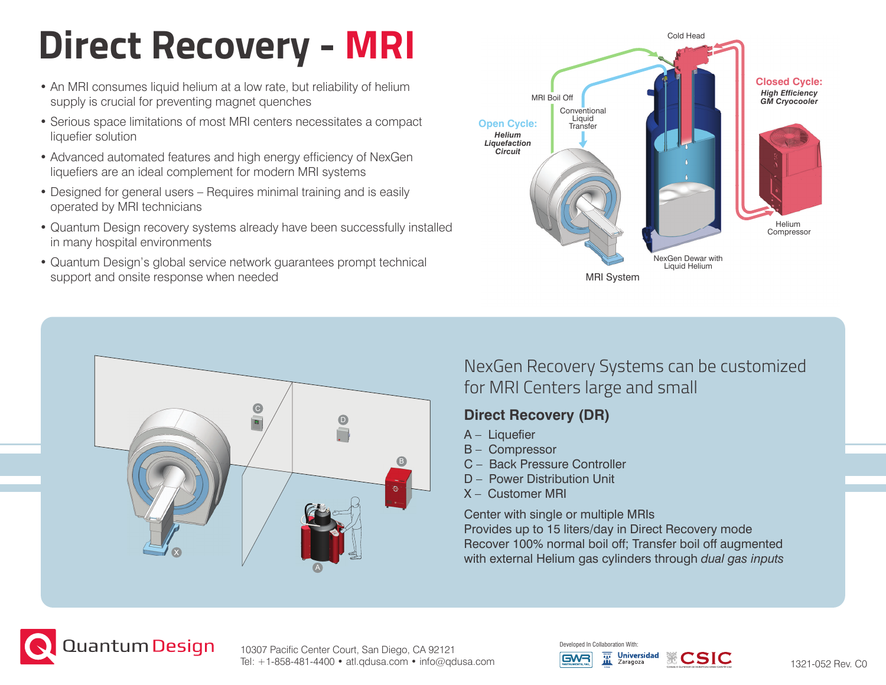# Direct Recovery - MRI

- An MRI consumes liquid helium at a low rate, but reliability of helium supply is crucial for preventing magnet quenches
- Serious space limitations of most MRI centers necessitates a compact liquefier solution
- Advanced automated features and high energy efficiency of NexGen liquefiers are an ideal complement for modern MRI systems
- Designed for general users – Requires minimal training and is easily operated by MRI technicians
- Quantum Design recovery systems already have been successfully installed in many hospital environments
- Quantum Design's global service network guarantees prompt technical support and onsite response when needed

Cold Head

MRI Boil Off

Conventional Liquid Transfer

**Open Cycle:** *Helium Liquefaction Circuit*

**Closed Cycle:** *High Efficiency GM Cryocooler*

Helium Compressor

NexGen Dewar with Liquid Helium

MRI System

## NexGen Recovery Systems can be customized for MRI Centers large and small

### Direct Recovery (DR)

A – Liquefier
B – Compressor
C – Back Pressure Controller
D – Power Distribution Unit
X – Customer MRI

Center with single or multiple MRIs
Provides up to 15 liters/day in Direct Recovery mode
Recover 100% normal boil off; Transfer boil off augmented with external Helium gas cylinders through *dual gas inputs*

Quantum Design

10307 Pacific Center Court, San Diego, CA 92121
Tel: +1-858-481-4400 • atl.qdusa.com • info@qdusa.com

Developed In Collaboration With: GWR Instruments, Inc. • Universidad Zaragoza • CSIC

1321-052 Rev. C0